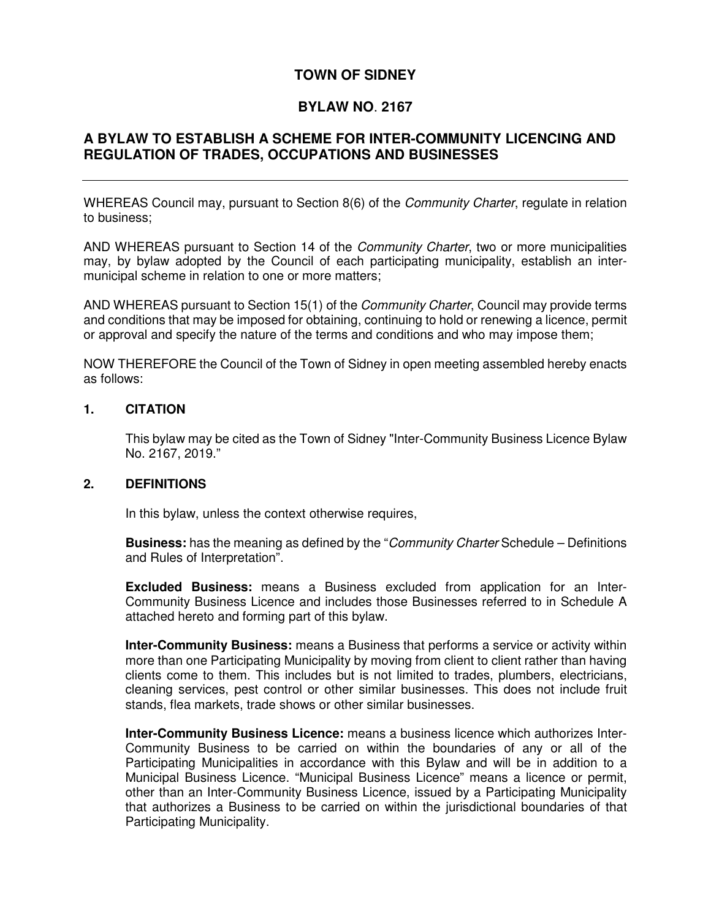# TOWN OF SIDNEY

# BYLAW NO. 2167

## A BYLAW TO ESTABLISH A SCHEME FOR INTER-COMMUNITY LICENCING AND REGULATION OF TRADES, OCCUPATIONS AND BUSINESSES

---

WHEREAS Council may, pursuant to Section 8(6) of the *Community Charter*, regulate in relation to business;

AND WHEREAS pursuant to Section 14 of the *Community Charter*, two or more municipalities may, by bylaw adopted by the Council of each participating municipality, establish an inter-municipal scheme in relation to one or more matters;

AND WHEREAS pursuant to Section 15(1) of the *Community Charter*, Council may provide terms and conditions that may be imposed for obtaining, continuing to hold or renewing a licence, permit or approval and specify the nature of the terms and conditions and who may impose them;

NOW THEREFORE the Council of the Town of Sidney in open meeting assembled hereby enacts as follows:

### 1. CITATION

This bylaw may be cited as the Town of Sidney "Inter-Community Business Licence Bylaw No. 2167, 2019."

### 2. DEFINITIONS

In this bylaw, unless the context otherwise requires,

**Business:** has the meaning as defined by the "*Community Charter* Schedule – Definitions and Rules of Interpretation".

**Excluded Business:** means a Business excluded from application for an Inter-Community Business Licence and includes those Businesses referred to in Schedule A attached hereto and forming part of this bylaw.

**Inter-Community Business:** means a Business that performs a service or activity within more than one Participating Municipality by moving from client to client rather than having clients come to them. This includes but is not limited to trades, plumbers, electricians, cleaning services, pest control or other similar businesses. This does not include fruit stands, flea markets, trade shows or other similar businesses.

**Inter-Community Business Licence:** means a business licence which authorizes Inter-Community Business to be carried on within the boundaries of any or all of the Participating Municipalities in accordance with this Bylaw and will be in addition to a Municipal Business Licence. "Municipal Business Licence" means a licence or permit, other than an Inter-Community Business Licence, issued by a Participating Municipality that authorizes a Business to be carried on within the jurisdictional boundaries of that Participating Municipality.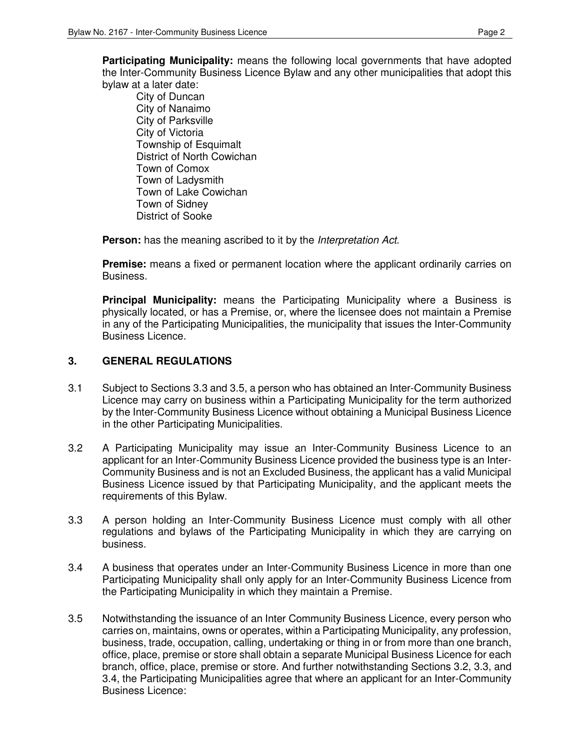**Participating Municipality:** means the following local governments that have adopted the Inter-Community Business Licence Bylaw and any other municipalities that adopt this bylaw at a later date:

City of Duncan
City of Nanaimo
City of Parksville
City of Victoria
Township of Esquimalt
District of North Cowichan
Town of Comox
Town of Ladysmith
Town of Lake Cowichan
Town of Sidney
District of Sooke

**Person:** has the meaning ascribed to it by the *Interpretation Act*.

**Premise:** means a fixed or permanent location where the applicant ordinarily carries on Business.

**Principal Municipality:** means the Participating Municipality where a Business is physically located, or has a Premise, or, where the licensee does not maintain a Premise in any of the Participating Municipalities, the municipality that issues the Inter-Community Business Licence.

## 3. GENERAL REGULATIONS

3.1 Subject to Sections 3.3 and 3.5, a person who has obtained an Inter-Community Business Licence may carry on business within a Participating Municipality for the term authorized by the Inter-Community Business Licence without obtaining a Municipal Business Licence in the other Participating Municipalities.

3.2 A Participating Municipality may issue an Inter-Community Business Licence to an applicant for an Inter-Community Business Licence provided the business type is an Inter-Community Business and is not an Excluded Business, the applicant has a valid Municipal Business Licence issued by that Participating Municipality, and the applicant meets the requirements of this Bylaw.

3.3 A person holding an Inter-Community Business Licence must comply with all other regulations and bylaws of the Participating Municipality in which they are carrying on business.

3.4 A business that operates under an Inter-Community Business Licence in more than one Participating Municipality shall only apply for an Inter-Community Business Licence from the Participating Municipality in which they maintain a Premise.

3.5 Notwithstanding the issuance of an Inter Community Business Licence, every person who carries on, maintains, owns or operates, within a Participating Municipality, any profession, business, trade, occupation, calling, undertaking or thing in or from more than one branch, office, place, premise or store shall obtain a separate Municipal Business Licence for each branch, office, place, premise or store. And further notwithstanding Sections 3.2, 3.3, and 3.4, the Participating Municipalities agree that where an applicant for an Inter-Community Business Licence: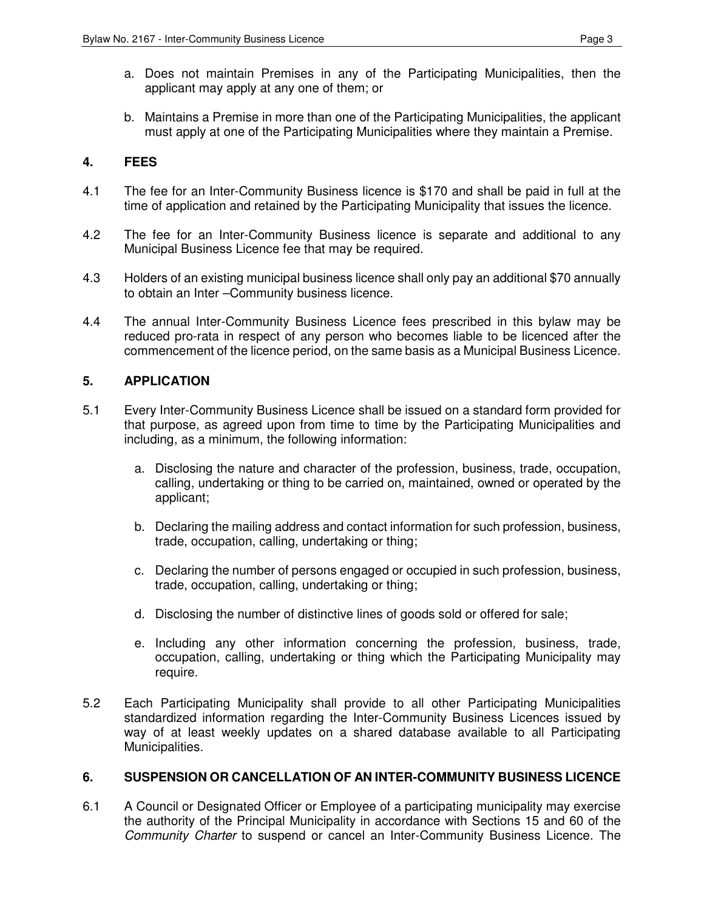a. Does not maintain Premises in any of the Participating Municipalities, then the applicant may apply at any one of them; or

b. Maintains a Premise in more than one of the Participating Municipalities, the applicant must apply at one of the Participating Municipalities where they maintain a Premise.

## 4. FEES

4.1 The fee for an Inter-Community Business licence is $170 and shall be paid in full at the time of application and retained by the Participating Municipality that issues the licence.

4.2 The fee for an Inter-Community Business licence is separate and additional to any Municipal Business Licence fee that may be required.

4.3 Holders of an existing municipal business licence shall only pay an additional $70 annually to obtain an Inter –Community business licence.

4.4 The annual Inter-Community Business Licence fees prescribed in this bylaw may be reduced pro-rata in respect of any person who becomes liable to be licenced after the commencement of the licence period, on the same basis as a Municipal Business Licence.

## 5. APPLICATION

5.1 Every Inter-Community Business Licence shall be issued on a standard form provided for that purpose, as agreed upon from time to time by the Participating Municipalities and including, as a minimum, the following information:

a. Disclosing the nature and character of the profession, business, trade, occupation, calling, undertaking or thing to be carried on, maintained, owned or operated by the applicant;

b. Declaring the mailing address and contact information for such profession, business, trade, occupation, calling, undertaking or thing;

c. Declaring the number of persons engaged or occupied in such profession, business, trade, occupation, calling, undertaking or thing;

d. Disclosing the number of distinctive lines of goods sold or offered for sale;

e. Including any other information concerning the profession, business, trade, occupation, calling, undertaking or thing which the Participating Municipality may require.

5.2 Each Participating Municipality shall provide to all other Participating Municipalities standardized information regarding the Inter-Community Business Licences issued by way of at least weekly updates on a shared database available to all Participating Municipalities.

## 6. SUSPENSION OR CANCELLATION OF AN INTER-COMMUNITY BUSINESS LICENCE

6.1 A Council or Designated Officer or Employee of a participating municipality may exercise the authority of the Principal Municipality in accordance with Sections 15 and 60 of the *Community Charter* to suspend or cancel an Inter-Community Business Licence. The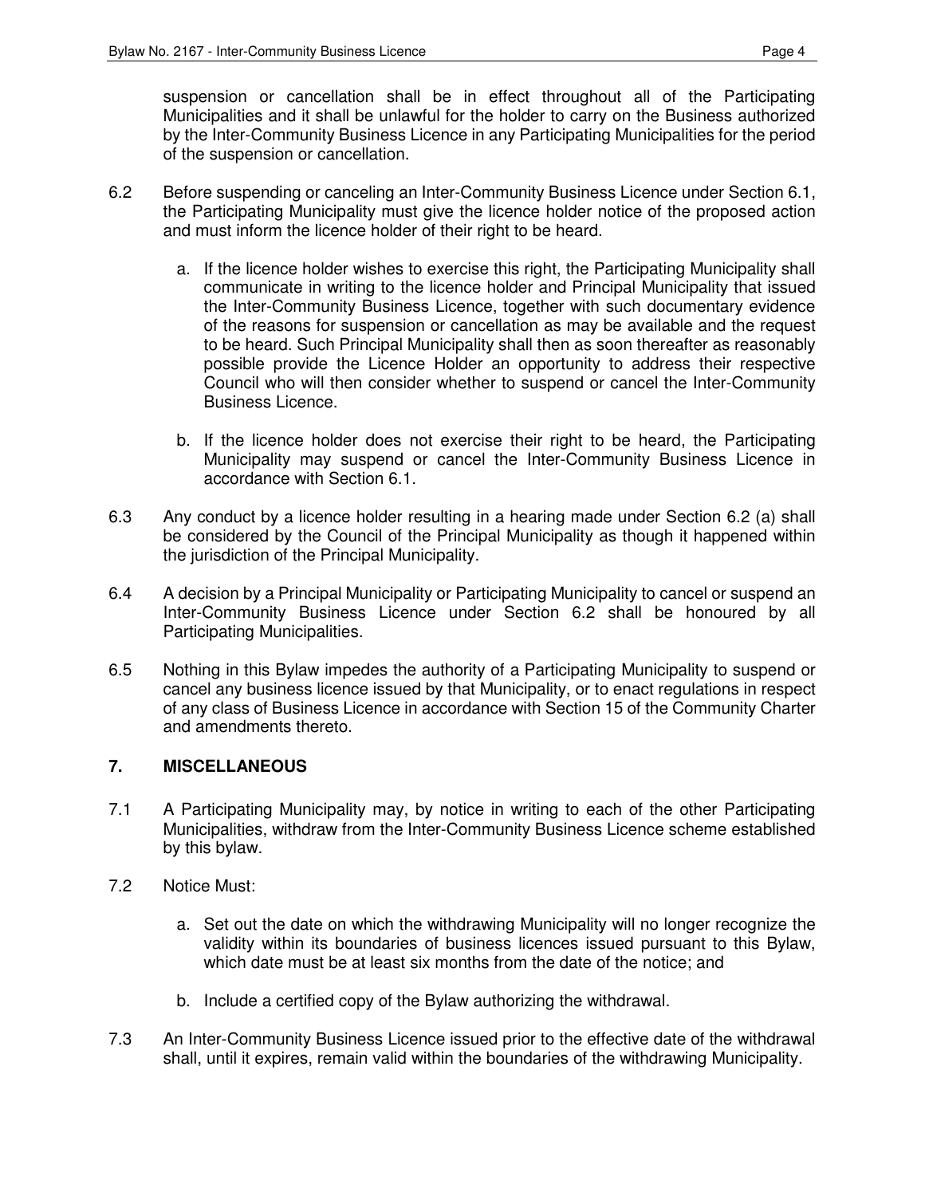suspension or cancellation shall be in effect throughout all of the Participating Municipalities and it shall be unlawful for the holder to carry on the Business authorized by the Inter-Community Business Licence in any Participating Municipalities for the period of the suspension or cancellation.

6.2 Before suspending or canceling an Inter-Community Business Licence under Section 6.1, the Participating Municipality must give the licence holder notice of the proposed action and must inform the licence holder of their right to be heard.

   a. If the licence holder wishes to exercise this right, the Participating Municipality shall communicate in writing to the licence holder and Principal Municipality that issued the Inter-Community Business Licence, together with such documentary evidence of the reasons for suspension or cancellation as may be available and the request to be heard. Such Principal Municipality shall then as soon thereafter as reasonably possible provide the Licence Holder an opportunity to address their respective Council who will then consider whether to suspend or cancel the Inter-Community Business Licence.

   b. If the licence holder does not exercise their right to be heard, the Participating Municipality may suspend or cancel the Inter-Community Business Licence in accordance with Section 6.1.

6.3 Any conduct by a licence holder resulting in a hearing made under Section 6.2 (a) shall be considered by the Council of the Principal Municipality as though it happened within the jurisdiction of the Principal Municipality.

6.4 A decision by a Principal Municipality or Participating Municipality to cancel or suspend an Inter-Community Business Licence under Section 6.2 shall be honoured by all Participating Municipalities.

6.5 Nothing in this Bylaw impedes the authority of a Participating Municipality to suspend or cancel any business licence issued by that Municipality, or to enact regulations in respect of any class of Business Licence in accordance with Section 15 of the Community Charter and amendments thereto.

## 7. MISCELLANEOUS

7.1 A Participating Municipality may, by notice in writing to each of the other Participating Municipalities, withdraw from the Inter-Community Business Licence scheme established by this bylaw.

7.2 Notice Must:

   a. Set out the date on which the withdrawing Municipality will no longer recognize the validity within its boundaries of business licences issued pursuant to this Bylaw, which date must be at least six months from the date of the notice; and

   b. Include a certified copy of the Bylaw authorizing the withdrawal.

7.3 An Inter-Community Business Licence issued prior to the effective date of the withdrawal shall, until it expires, remain valid within the boundaries of the withdrawing Municipality.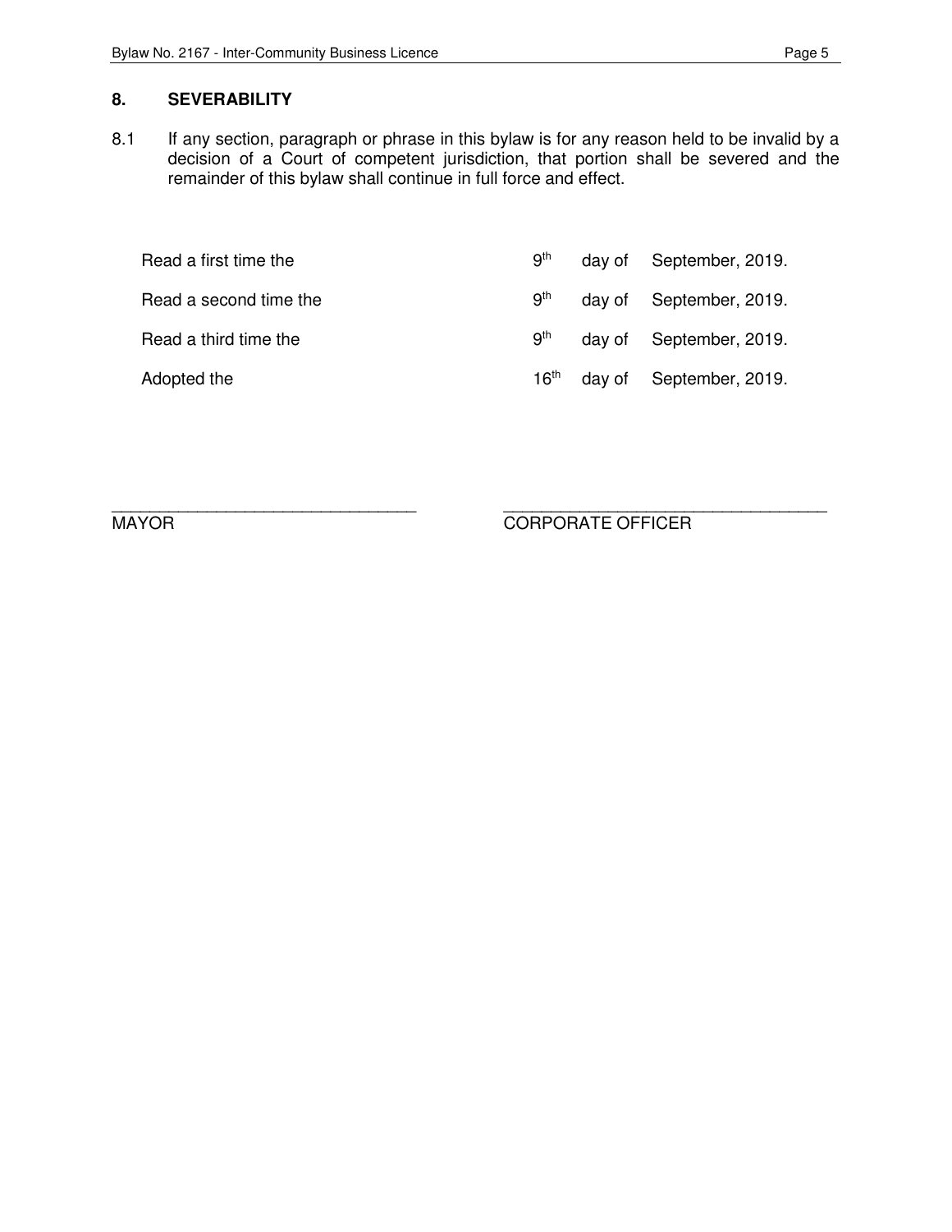## 8. SEVERABILITY

8.1 If any section, paragraph or phrase in this bylaw is for any reason held to be invalid by a decision of a Court of competent jurisdiction, that portion shall be severed and the remainder of this bylaw shall continue in full force and effect.

| | | | |
|---|---|---|---|
| Read a first time the | 9th | day of | September, 2019. |
| Read a second time the | 9th | day of | September, 2019. |
| Read a third time the | 9th | day of | September, 2019. |
| Adopted the | 16th | day of | September, 2019. |

\_\_\_\_\_\_\_\_\_\_\_\_\_\_\_\_\_\_\_\_\_\_\_\_\_\_\_\_\_\_\_\_
MAYOR

\_\_\_\_\_\_\_\_\_\_\_\_\_\_\_\_\_\_\_\_\_\_\_\_\_\_\_\_\_\_\_\_
CORPORATE OFFICER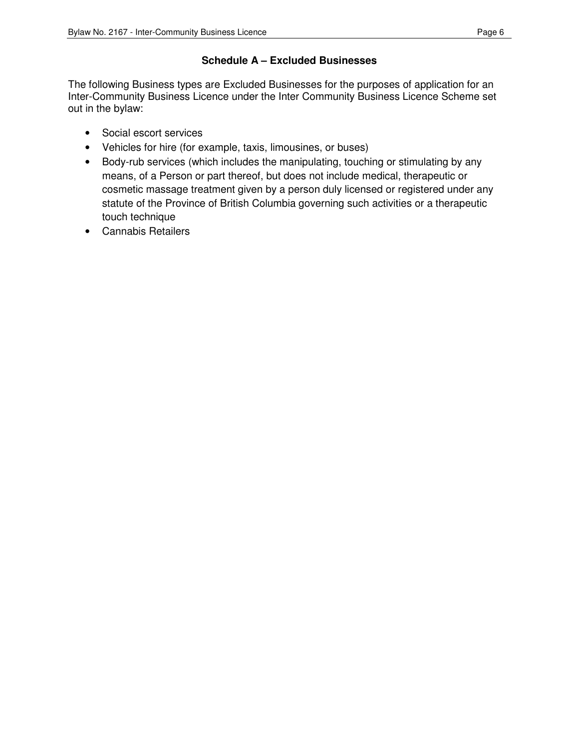## Schedule A – Excluded Businesses

The following Business types are Excluded Businesses for the purposes of application for an Inter-Community Business Licence under the Inter Community Business Licence Scheme set out in the bylaw:

- Social escort services
- Vehicles for hire (for example, taxis, limousines, or buses)
- Body-rub services (which includes the manipulating, touching or stimulating by any means, of a Person or part thereof, but does not include medical, therapeutic or cosmetic massage treatment given by a person duly licensed or registered under any statute of the Province of British Columbia governing such activities or a therapeutic touch technique
- Cannabis Retailers